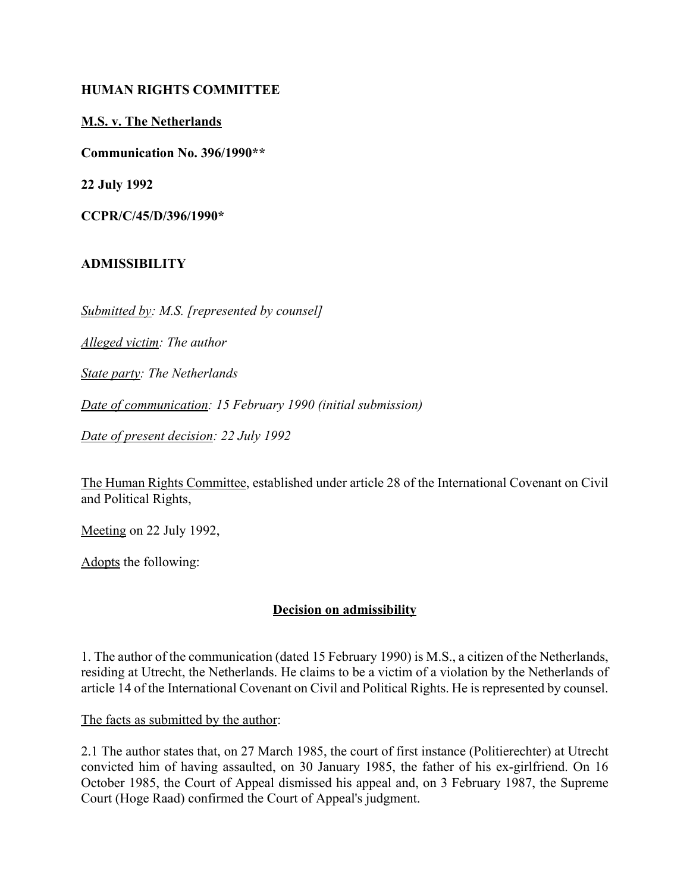**HUMAN RIGHTS COMMITTEE**

**M.S. v. The Netherlands**

**Communication No. 396/1990****

**22 July 1992**

**CCPR/C/45/D/396/1990***

**ADMISSIBILITY**

*Submitted by: M.S. [represented by counsel]*

*Alleged victim: The author*

*State party: The Netherlands*

*Date of communication: 15 February 1990 (initial submission)*

*Date of present decision: 22 July 1992*

The Human Rights Committee, established under article 28 of the International Covenant on Civil and Political Rights,

Meeting on 22 July 1992,

Adopts the following:

**Decision on admissibility**

1. The author of the communication (dated 15 February 1990) is M.S., a citizen of the Netherlands, residing at Utrecht, the Netherlands. He claims to be a victim of a violation by the Netherlands of article 14 of the International Covenant on Civil and Political Rights. He is represented by counsel.

The facts as submitted by the author:

2.1 The author states that, on 27 March 1985, the court of first instance (Politierechter) at Utrecht convicted him of having assaulted, on 30 January 1985, the father of his ex-girlfriend. On 16 October 1985, the Court of Appeal dismissed his appeal and, on 3 February 1987, the Supreme Court (Hoge Raad) confirmed the Court of Appeal's judgment.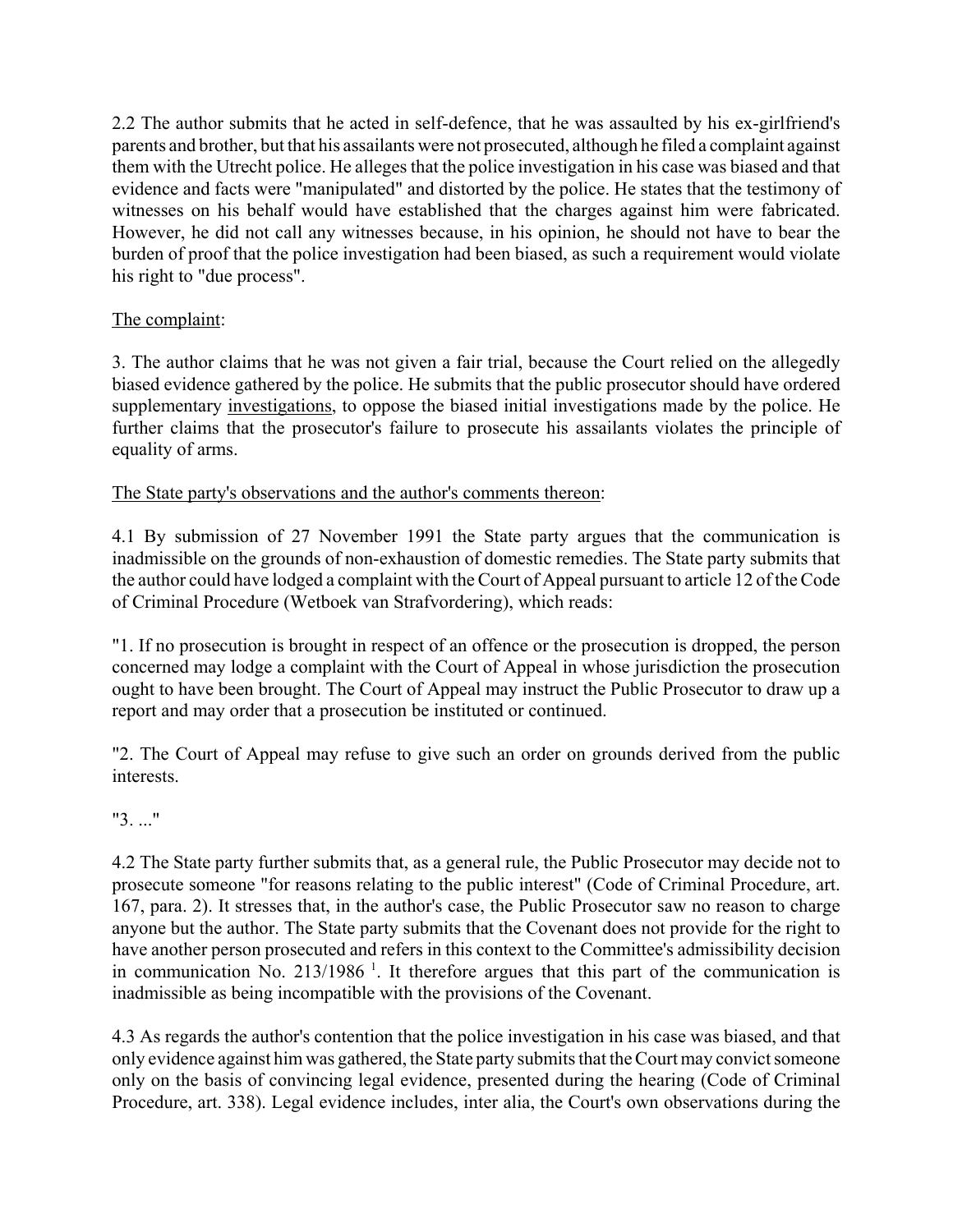2.2 The author submits that he acted in self-defence, that he was assaulted by his ex-girlfriend's parents and brother, but that his assailants were not prosecuted, although he filed a complaint against them with the Utrecht police. He alleges that the police investigation in his case was biased and that evidence and facts were "manipulated" and distorted by the police. He states that the testimony of witnesses on his behalf would have established that the charges against him were fabricated. However, he did not call any witnesses because, in his opinion, he should not have to bear the burden of proof that the police investigation had been biased, as such a requirement would violate his right to "due process".

The complaint:

3. The author claims that he was not given a fair trial, because the Court relied on the allegedly biased evidence gathered by the police. He submits that the public prosecutor should have ordered supplementary investigations, to oppose the biased initial investigations made by the police. He further claims that the prosecutor's failure to prosecute his assailants violates the principle of equality of arms.

The State party's observations and the author's comments thereon:

4.1 By submission of 27 November 1991 the State party argues that the communication is inadmissible on the grounds of non-exhaustion of domestic remedies. The State party submits that the author could have lodged a complaint with the Court of Appeal pursuant to article 12 of the Code of Criminal Procedure (Wetboek van Strafvordering), which reads:

"1. If no prosecution is brought in respect of an offence or the prosecution is dropped, the person concerned may lodge a complaint with the Court of Appeal in whose jurisdiction the prosecution ought to have been brought. The Court of Appeal may instruct the Public Prosecutor to draw up a report and may order that a prosecution be instituted or continued.

"2. The Court of Appeal may refuse to give such an order on grounds derived from the public interests.

"3. ..."

4.2 The State party further submits that, as a general rule, the Public Prosecutor may decide not to prosecute someone "for reasons relating to the public interest" (Code of Criminal Procedure, art. 167, para. 2). It stresses that, in the author's case, the Public Prosecutor saw no reason to charge anyone but the author. The State party submits that the Covenant does not provide for the right to have another person prosecuted and refers in this context to the Committee's admissibility decision in communication No. 213/1986 [1]. It therefore argues that this part of the communication is inadmissible as being incompatible with the provisions of the Covenant.

4.3 As regards the author's contention that the police investigation in his case was biased, and that only evidence against him was gathered, the State party submits that the Court may convict someone only on the basis of convincing legal evidence, presented during the hearing (Code of Criminal Procedure, art. 338). Legal evidence includes, inter alia, the Court's own observations during the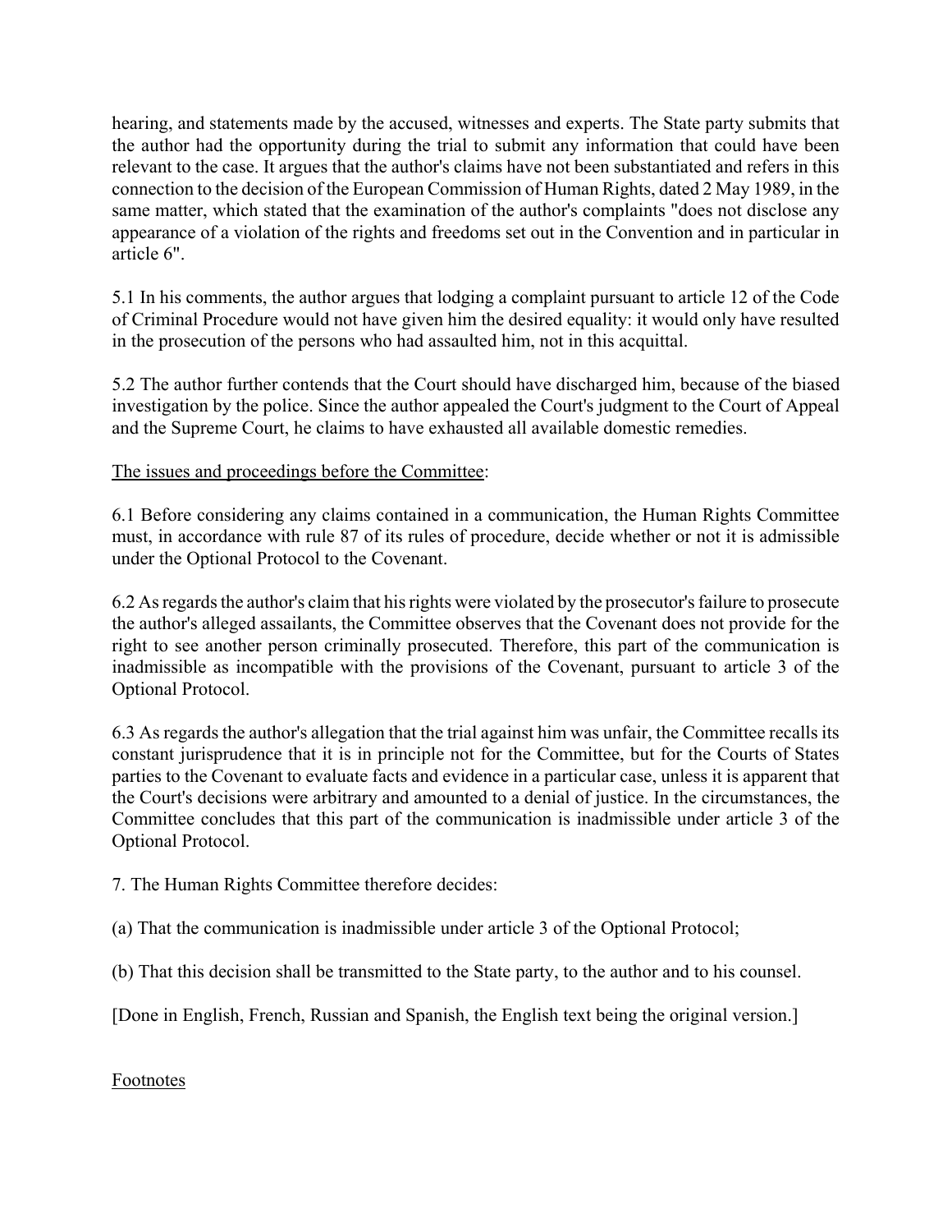hearing, and statements made by the accused, witnesses and experts. The State party submits that the author had the opportunity during the trial to submit any information that could have been relevant to the case. It argues that the author's claims have not been substantiated and refers in this connection to the decision of the European Commission of Human Rights, dated 2 May 1989, in the same matter, which stated that the examination of the author's complaints "does not disclose any appearance of a violation of the rights and freedoms set out in the Convention and in particular in article 6".

5.1 In his comments, the author argues that lodging a complaint pursuant to article 12 of the Code of Criminal Procedure would not have given him the desired equality: it would only have resulted in the prosecution of the persons who had assaulted him, not in this acquittal.

5.2 The author further contends that the Court should have discharged him, because of the biased investigation by the police. Since the author appealed the Court's judgment to the Court of Appeal and the Supreme Court, he claims to have exhausted all available domestic remedies.

The issues and proceedings before the Committee:

6.1 Before considering any claims contained in a communication, the Human Rights Committee must, in accordance with rule 87 of its rules of procedure, decide whether or not it is admissible under the Optional Protocol to the Covenant.

6.2 As regards the author's claim that his rights were violated by the prosecutor's failure to prosecute the author's alleged assailants, the Committee observes that the Covenant does not provide for the right to see another person criminally prosecuted. Therefore, this part of the communication is inadmissible as incompatible with the provisions of the Covenant, pursuant to article 3 of the Optional Protocol.

6.3 As regards the author's allegation that the trial against him was unfair, the Committee recalls its constant jurisprudence that it is in principle not for the Committee, but for the Courts of States parties to the Covenant to evaluate facts and evidence in a particular case, unless it is apparent that the Court's decisions were arbitrary and amounted to a denial of justice. In the circumstances, the Committee concludes that this part of the communication is inadmissible under article 3 of the Optional Protocol.

7. The Human Rights Committee therefore decides:

(a) That the communication is inadmissible under article 3 of the Optional Protocol;

(b) That this decision shall be transmitted to the State party, to the author and to his counsel.

[Done in English, French, Russian and Spanish, the English text being the original version.]

Footnotes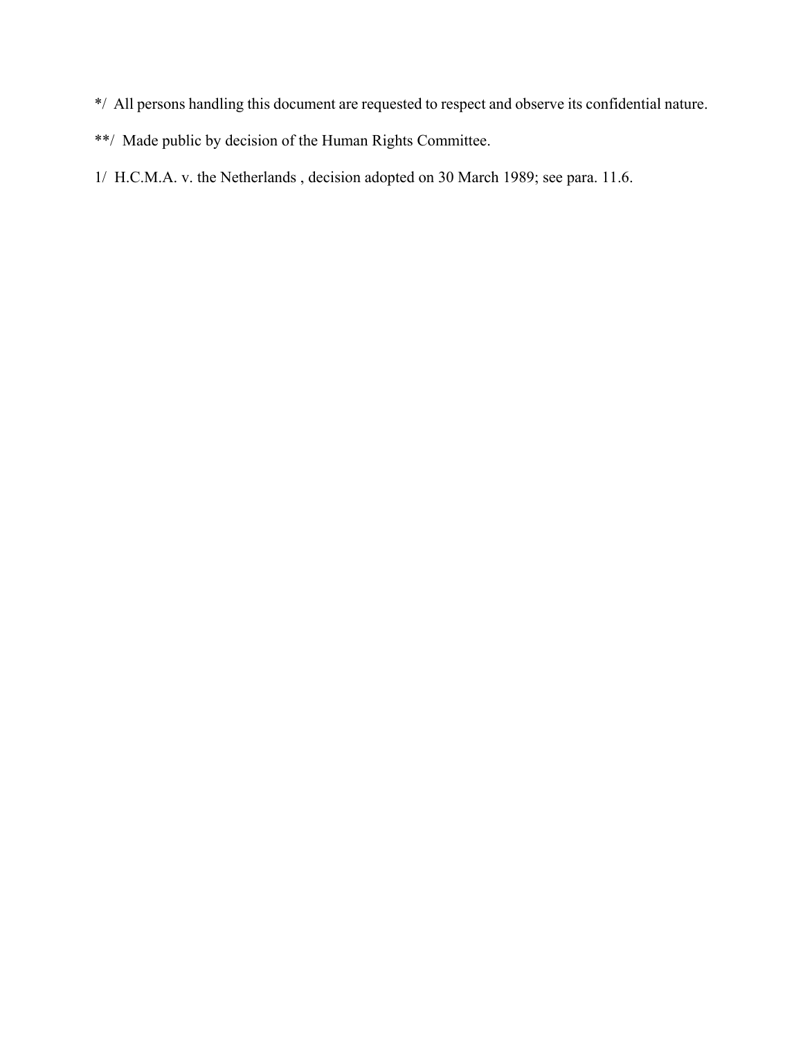*/  All persons handling this document are requested to respect and observe its confidential nature.

**/  Made public by decision of the Human Rights Committee.

1/  H.C.M.A. v. the Netherlands , decision adopted on 30 March 1989; see para. 11.6.